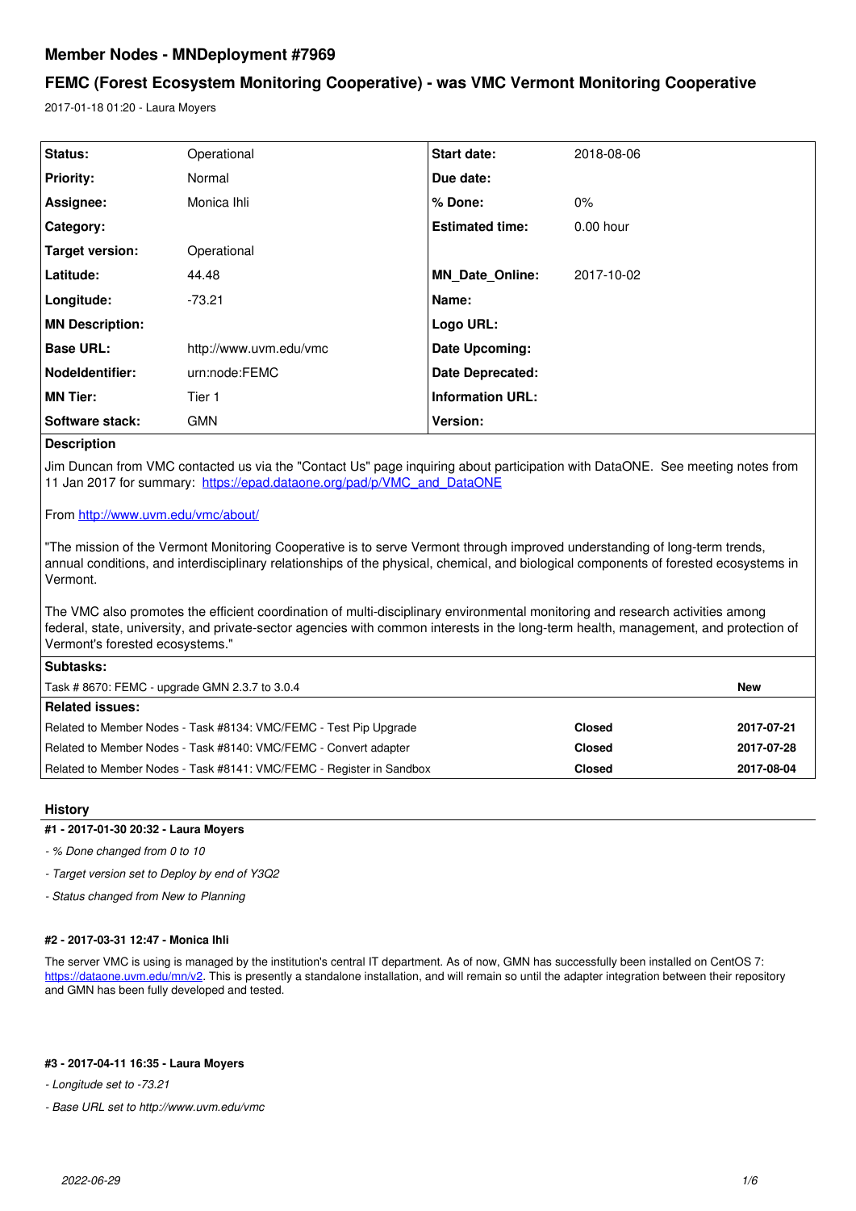# Member Nodes - MNDeployment #7969

## FEMC (Forest Ecosystem Monitoring Cooperative) - was VMC Vermont Monitoring Cooperative

2017-01-18 01:20 - Laura Moyers

| | | | |
|---|---|---|---|
| **Status:** | Operational | **Start date:** | 2018-08-06 |
| **Priority:** | Normal | **Due date:** | |
| **Assignee:** | Monica Ihli | **% Done:** | 0% |
| **Category:** | | **Estimated time:** | 0.00 hour |
| **Target version:** | Operational | | |
| **Latitude:** | 44.48 | **MN_Date_Online:** | 2017-10-02 |
| **Longitude:** | -73.21 | **Name:** | |
| **MN Description:** | | **Logo URL:** | |
| **Base URL:** | http://www.uvm.edu/vmc | **Date Upcoming:** | |
| **NodeIdentifier:** | urn:node:FEMC | **Date Deprecated:** | |
| **MN Tier:** | Tier 1 | **Information URL:** | |
| **Software stack:** | GMN | **Version:** | |

**Description**

Jim Duncan from VMC contacted us via the "Contact Us" page inquiring about participation with DataONE. See meeting notes from 11 Jan 2017 for summary: https://epad.dataone.org/pad/p/VMC_and_DataONE

From http://www.uvm.edu/vmc/about/

"The mission of the Vermont Monitoring Cooperative is to serve Vermont through improved understanding of long-term trends, annual conditions, and interdisciplinary relationships of the physical, chemical, and biological components of forested ecosystems in Vermont.

The VMC also promotes the efficient coordination of multi-disciplinary environmental monitoring and research activities among federal, state, university, and private-sector agencies with common interests in the long-term health, management, and protection of Vermont's forested ecosystems."

**Subtasks:**

| | |
|---|---|
| Task # 8670: FEMC - upgrade GMN 2.3.7 to 3.0.4 | **New** |

**Related issues:**

| | | |
|---|---|---|
| Related to Member Nodes - Task #8134: VMC/FEMC - Test Pip Upgrade | **Closed** | **2017-07-21** |
| Related to Member Nodes - Task #8140: VMC/FEMC - Convert adapter | **Closed** | **2017-07-28** |
| Related to Member Nodes - Task #8141: VMC/FEMC - Register in Sandbox | **Closed** | **2017-08-04** |

### History

#### #1 - 2017-01-30 20:32 - Laura Moyers

*- % Done changed from 0 to 10*

*- Target version set to Deploy by end of Y3Q2*

*- Status changed from New to Planning*

#### #2 - 2017-03-31 12:47 - Monica Ihli

The server VMC is using is managed by the institution's central IT department. As of now, GMN has successfully been installed on CentOS 7: https://dataone.uvm.edu/mn/v2. This is presently a standalone installation, and will remain so until the adapter integration between their repository and GMN has been fully developed and tested.

#### #3 - 2017-04-11 16:35 - Laura Moyers

*- Longitude set to -73.21*

*- Base URL set to http://www.uvm.edu/vmc*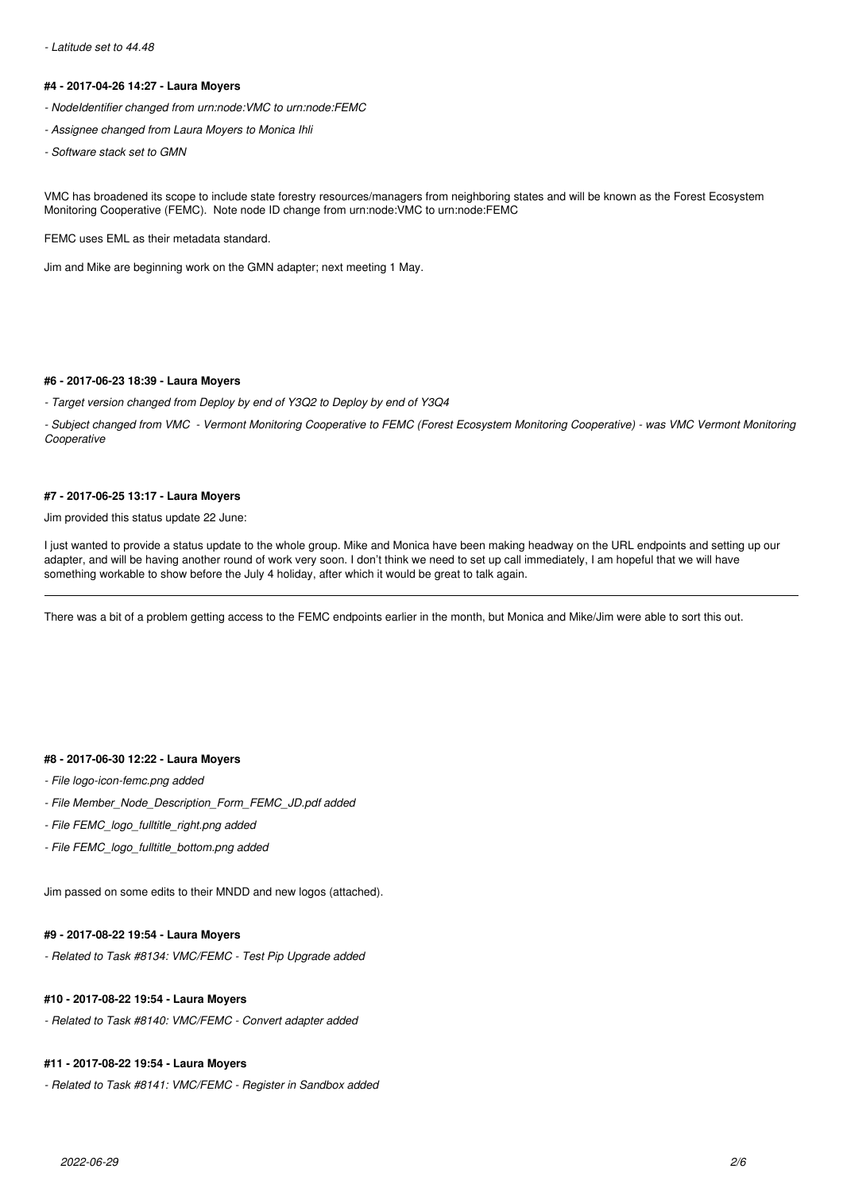*- Latitude set to 44.48*

#### #4 - 2017-04-26 14:27 - Laura Moyers

*- NodeIdentifier changed from urn:node:VMC to urn:node:FEMC*

*- Assignee changed from Laura Moyers to Monica Ihli*

*- Software stack set to GMN*

VMC has broadened its scope to include state forestry resources/managers from neighboring states and will be known as the Forest Ecosystem Monitoring Cooperative (FEMC). Note node ID change from urn:node:VMC to urn:node:FEMC

FEMC uses EML as their metadata standard.

Jim and Mike are beginning work on the GMN adapter; next meeting 1 May.

#### #6 - 2017-06-23 18:39 - Laura Moyers

*- Target version changed from Deploy by end of Y3Q2 to Deploy by end of Y3Q4*

*- Subject changed from VMC - Vermont Monitoring Cooperative to FEMC (Forest Ecosystem Monitoring Cooperative) - was VMC Vermont Monitoring Cooperative*

#### #7 - 2017-06-25 13:17 - Laura Moyers

Jim provided this status update 22 June:

I just wanted to provide a status update to the whole group. Mike and Monica have been making headway on the URL endpoints and setting up our adapter, and will be having another round of work very soon. I don't think we need to set up call immediately, I am hopeful that we will have something workable to show before the July 4 holiday, after which it would be great to talk again.

---

There was a bit of a problem getting access to the FEMC endpoints earlier in the month, but Monica and Mike/Jim were able to sort this out.

#### #8 - 2017-06-30 12:22 - Laura Moyers

*- File logo-icon-femc.png added*

*- File Member_Node_Description_Form_FEMC_JD.pdf added*

*- File FEMC_logo_fulltitle_right.png added*

*- File FEMC_logo_fulltitle_bottom.png added*

Jim passed on some edits to their MNDD and new logos (attached).

#### #9 - 2017-08-22 19:54 - Laura Moyers

*- Related to Task #8134: VMC/FEMC - Test Pip Upgrade added*

#### #10 - 2017-08-22 19:54 - Laura Moyers

*- Related to Task #8140: VMC/FEMC - Convert adapter added*

#### #11 - 2017-08-22 19:54 - Laura Moyers

*- Related to Task #8141: VMC/FEMC - Register in Sandbox added*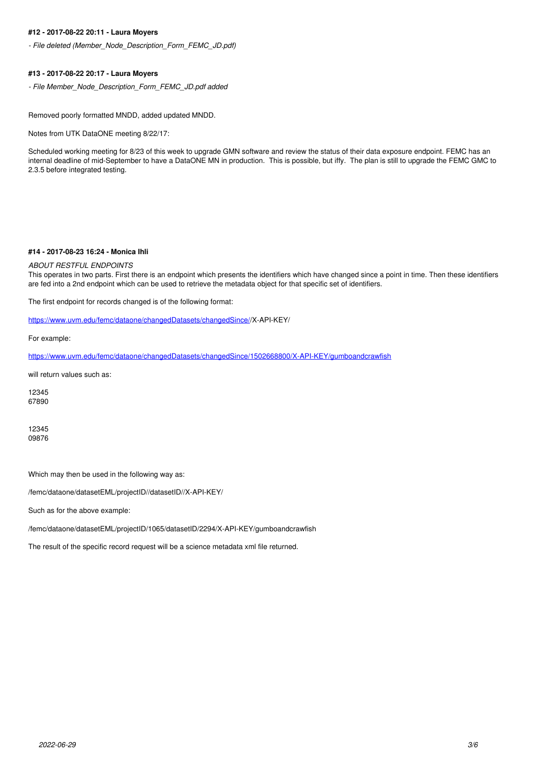#### #12 - 2017-08-22 20:11 - Laura Moyers

*- File deleted (Member_Node_Description_Form_FEMC_JD.pdf)*

#### #13 - 2017-08-22 20:17 - Laura Moyers

*- File Member_Node_Description_Form_FEMC_JD.pdf added*

Removed poorly formatted MNDD, added updated MNDD.

Notes from UTK DataONE meeting 8/22/17:

Scheduled working meeting for 8/23 of this week to upgrade GMN software and review the status of their data exposure endpoint. FEMC has an internal deadline of mid-September to have a DataONE MN in production. This is possible, but iffy. The plan is still to upgrade the FEMC GMC to 2.3.5 before integrated testing.

#### #14 - 2017-08-23 16:24 - Monica Ihli

*ABOUT RESTFUL ENDPOINTS*
This operates in two parts. First there is an endpoint which presents the identifiers which have changed since a point in time. Then these identifiers are fed into a 2nd endpoint which can be used to retrieve the metadata object for that specific set of identifiers.

The first endpoint for records changed is of the following format:

https://www.uvm.edu/femc/dataone/changedDatasets/changedSince//X-API-KEY/

For example:

https://www.uvm.edu/femc/dataone/changedDatasets/changedSince/1502668800/X-API-KEY/gumboandcrawfish

will return values such as:

12345
67890

12345
09876

Which may then be used in the following way as:

/femc/dataone/datasetEML/projectID//datasetID//X-API-KEY/

Such as for the above example:

/femc/dataone/datasetEML/projectID/1065/datasetID/2294/X-API-KEY/gumboandcrawfish

The result of the specific record request will be a science metadata xml file returned.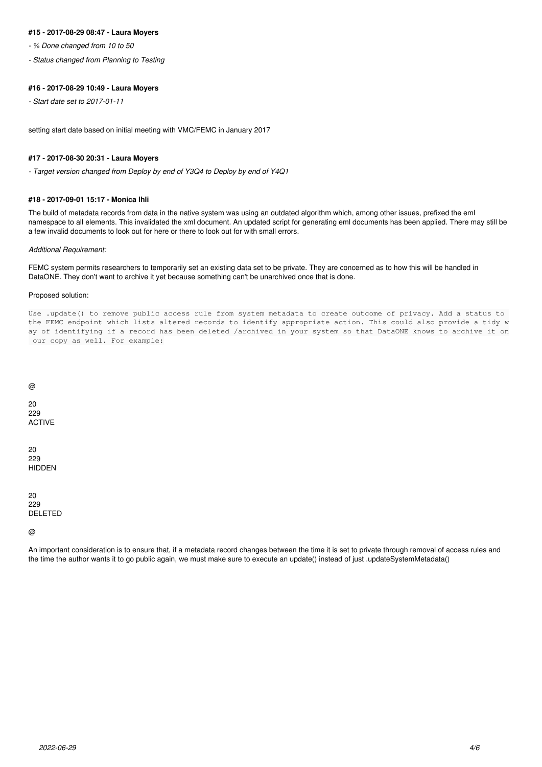#### #15 - 2017-08-29 08:47 - Laura Moyers

*- % Done changed from 10 to 50*

*- Status changed from Planning to Testing*

#### #16 - 2017-08-29 10:49 - Laura Moyers

*- Start date set to 2017-01-11*

setting start date based on initial meeting with VMC/FEMC in January 2017

#### #17 - 2017-08-30 20:31 - Laura Moyers

*- Target version changed from Deploy by end of Y3Q4 to Deploy by end of Y4Q1*

#### #18 - 2017-09-01 15:17 - Monica Ihli

The build of metadata records from data in the native system was using an outdated algorithm which, among other issues, prefixed the eml namespace to all elements. This invalidated the xml document. An updated script for generating eml documents has been applied. There may still be a few invalid documents to look out for here or there to look out for with small errors.

*Additional Requirement:*

FEMC system permits researchers to temporarily set an existing data set to be private. They are concerned as to how this will be handled in DataONE. They don't want to archive it yet because something can't be unarchived once that is done.

Proposed solution:

```
Use .update() to remove public access rule from system metadata to create outcome of privacy. Add a status to the FEMC endpoint which lists altered records to identify appropriate action. This could also provide a tidy way of identifying if a record has been deleted /archived in your system so that DataONE knows to archive it on our copy as well. For example:
```

@

20
229
ACTIVE

20
229
HIDDEN

20
229
DELETED

@

An important consideration is to ensure that, if a metadata record changes between the time it is set to private through removal of access rules and the time the author wants it to go public again, we must make sure to execute an update() instead of just .updateSystemMetadata()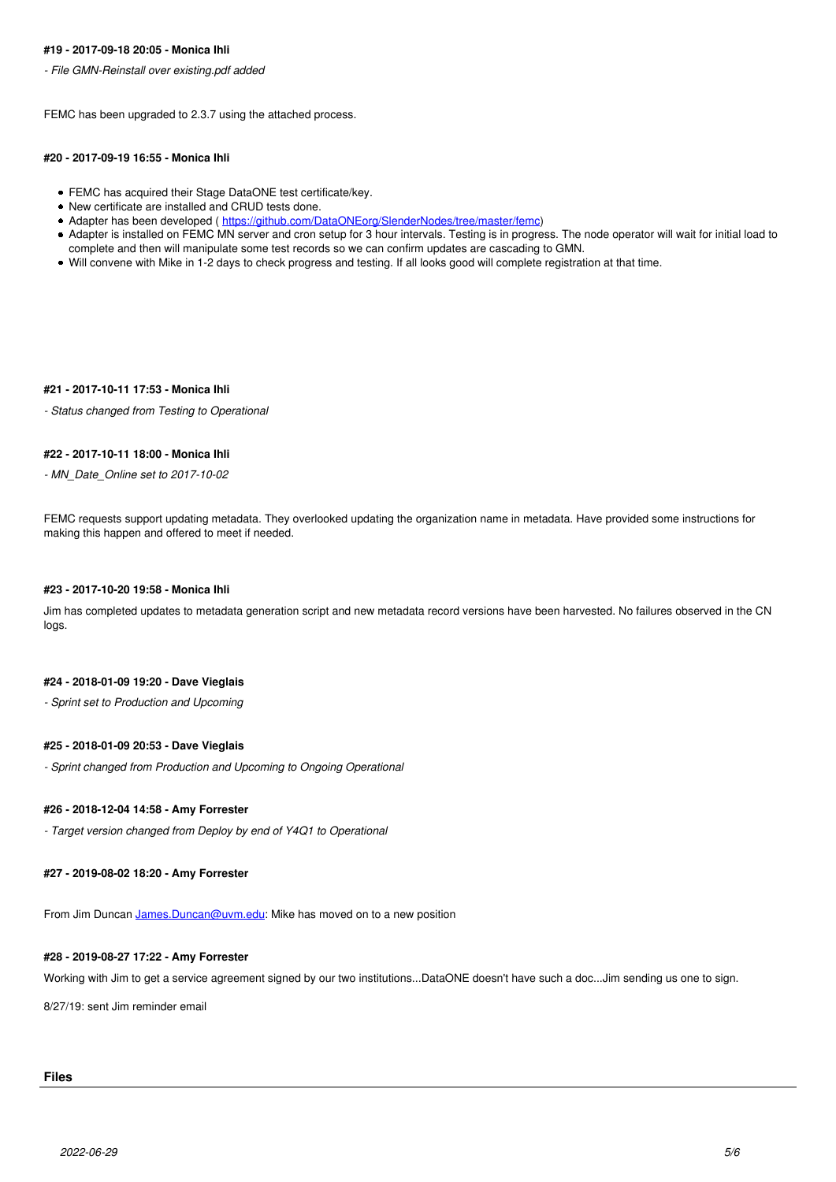#### #19 - 2017-09-18 20:05 - Monica Ihli

*- File GMN-Reinstall over existing.pdf added*

FEMC has been upgraded to 2.3.7 using the attached process.

#### #20 - 2017-09-19 16:55 - Monica Ihli

- FEMC has acquired their Stage DataONE test certificate/key.
- New certificate are installed and CRUD tests done.
- Adapter has been developed ( [https://github.com/DataONEorg/SlenderNodes/tree/master/femc](https://github.com/DataONEorg/SlenderNodes/tree/master/femc))
- Adapter is installed on FEMC MN server and cron setup for 3 hour intervals. Testing is in progress. The node operator will wait for initial load to complete and then will manipulate some test records so we can confirm updates are cascading to GMN.
- Will convene with Mike in 1-2 days to check progress and testing. If all looks good will complete registration at that time.

#### #21 - 2017-10-11 17:53 - Monica Ihli

*- Status changed from Testing to Operational*

#### #22 - 2017-10-11 18:00 - Monica Ihli

*- MN_Date_Online set to 2017-10-02*

FEMC requests support updating metadata. They overlooked updating the organization name in metadata. Have provided some instructions for making this happen and offered to meet if needed.

#### #23 - 2017-10-20 19:58 - Monica Ihli

Jim has completed updates to metadata generation script and new metadata record versions have been harvested. No failures observed in the CN logs.

#### #24 - 2018-01-09 19:20 - Dave Vieglais

*- Sprint set to Production and Upcoming*

#### #25 - 2018-01-09 20:53 - Dave Vieglais

*- Sprint changed from Production and Upcoming to Ongoing Operational*

#### #26 - 2018-12-04 14:58 - Amy Forrester

*- Target version changed from Deploy by end of Y4Q1 to Operational*

#### #27 - 2019-08-02 18:20 - Amy Forrester

From Jim Duncan [James.Duncan@uvm.edu](mailto:James.Duncan@uvm.edu): Mike has moved on to a new position

#### #28 - 2019-08-27 17:22 - Amy Forrester

Working with Jim to get a service agreement signed by our two institutions...DataONE doesn't have such a doc...Jim sending us one to sign.

8/27/19: sent Jim reminder email

### Files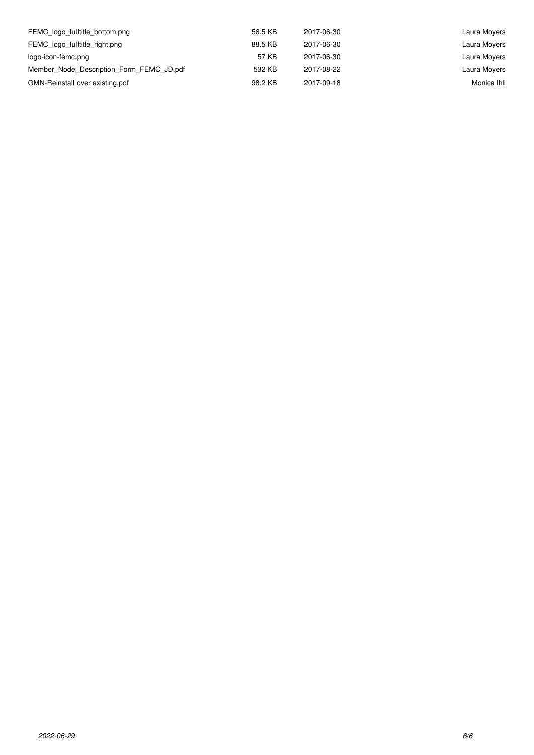| | | | |
|---|---|---|---|
| FEMC_logo_fulltitle_bottom.png | 56.5 KB | 2017-06-30 | Laura Moyers |
| FEMC_logo_fulltitle_right.png | 88.5 KB | 2017-06-30 | Laura Moyers |
| logo-icon-femc.png | 57 KB | 2017-06-30 | Laura Moyers |
| Member_Node_Description_Form_FEMC_JD.pdf | 532 KB | 2017-08-22 | Laura Moyers |
| GMN-Reinstall over existing.pdf | 98.2 KB | 2017-09-18 | Monica Ihli |